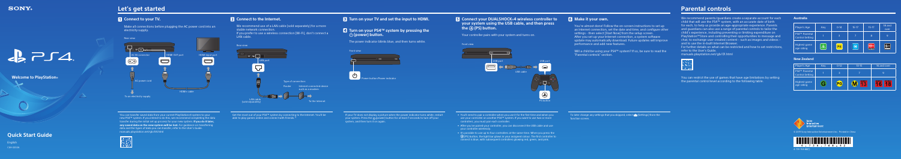SONY

PS4

Welcome to PlayStation®

# Quick Start Guide

English

CUH-2202A

You can transfer saved data from your current PlayStation®4 system to your new PS4™ system. If you intend to do this, we recommend completing the data transfer during the initial set-up process for your new system. **If you do it later, any saved data on the new system will be lost.** For guidance on transferring data and the types of data you can transfer, refer to the User's Guide.

manuals.playstation.net/gb/01.html

# Let's get started

## 1 Connect to your TV.

Make all connections before plugging the AC power cord into an electricity supply.

Rear view

AC IN connector

HDMI OUT port

HDMI input port

AC power cord

HDMI cable

To an electricity supply

## 2 Connect to the Internet.

We recommend use of a LAN cable (sold separately) for a more stable network connection.

If you prefer to use a wireless connection (Wi-Fi), don't connect a LAN cable.

Rear view

LAN port

Type of connection

Router

Internet-connected device such as a modem

LAN cable (sold separately)

To the Internet

Get the most out of your PS4™ system by connecting to the Internet. You'll be able to play games online and connect with friends.*

## 3 Turn on your TV and set the input to HDMI.

## 4 Turn on your PS4™ system by pressing the ⏻ (power) button.

The power indicator blinks blue, and then turns white.

Front view

Power button/Power indicator

If your TV does not display a picture when the power indicator turns white, restart your system. Press the ⏻ (power) button for at least 7 seconds to turn off your system, and then turn it on again.

## 5 Connect your DUALSHOCK®4 wireless controller to your system using the USB cable, and then press the (PS) button.

Your controller pairs with your system and turns on.

Front view

USB port

USB port

USB cable

PS button

- You'll need to pair a controller when you use it for the first time and when you use your controller on another PS4™ system. If you want to use two or more controllers, you must pair each controller.
- After you've paired your controller, you can disconnect the USB cable and use your controller wirelessly.
- It's possible to use up to four controllers at the same time. When you press the (PS) button, the light bar glows in your assigned colour. The first controller to connect is blue, with subsequent controllers glowing red, green, and pink.

## 6 Make it your own.

You're almost done! Follow the on-screen instructions to set up an Internet connection, set the date and time, and configure other settings – then select [Start Now] from the setup screen.

After you set up your Internet connection, a system software update may automatically download. Future updates will improve performance and add new features.

Want a child to be using your PS4™ system? If so, be sure to read the "Parental controls" section.

To later change any settings that you skipped, select (Settings) from the function screen.

# Parental controls

We recommend parents/guardians create a separate account for each child that will use the PS4™ system, with an accurate date of birth for each, to help us provide an age-appropriate experience. Parents and guardians can also use a range of parental controls to tailor the child's experience, including preventing or limiting expenditure on PlayStation™Store and controlling their opportunities to message and chat, to exchange user-created content – such as images and videos – and to use the in-built Internet Browser.

For further details on what can be restricted and how to set restrictions, refer to the User's Guide.

manuals.playstation.net/gb/01.html

You can restrict the use of games that have age limitations by setting the parental control level according to the following table.

### Australia

| Player's Age | Any | 0-14 | 15-17 | 13-17 | 18 and over |
|---|---|---|---|---|---|
| PS4™ Parental Control Setting | 1 | 3 | 7 | 8 | 9 |
| Highest game age rating | G | PG | M | MA15+ | R18+ |

### New Zealand

| Player's Age | Any | 0-12 | 13-15 | 16 and over |
|---|---|---|---|---|
| PS4™ Parental Control Setting | 1 | 3 | 7 | 9 |
| Highest game age rating | G | PG | M 13 | 16 18 |

© 2019 Sony Interactive Entertainment Inc. Printed in China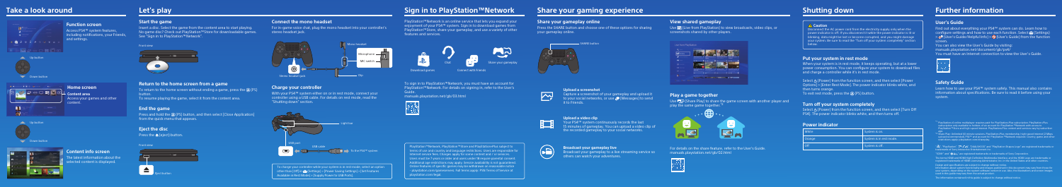# Take a look around

### Function screen

Access PS4™ system features, including notifications, your friends, and settings.

Up button

Down button

### Home screen

**Content area**
Access your games and other content.

Up button

Down button

### Content info screen

The latest information about the selected content is displayed.

# Let's play

### Start the game

Insert a disc. Select the game from the content area to start playing. No game disc? Check out PlayStation™Store for downloadable games. See "Sign in to PlayStation™Network".

Front view

### Return to the home screen from a game

To return to the home screen without exiting a game, press the (PS) button.
To resume playing the game, select it from the content area.

### End the game

Press and hold the (PS) button, and then select [Close Application] from the quick menu that appears.

### Eject the disc

Press the (eject) button.

Front view

Eject button

### Connect the mono headset

For in-game voice chat, plug the mono headset into your controller's stereo headset jack.

Mono headset

Microphone

MIC switch

Stereo headset jack

Clip

### Charge your controller

With your PS4™ system either on or in rest mode, connect your controller using a USB cable. For details on rest mode, read the "Shutting down" section.

Light bar

USB port

USB cable

To the PS4™ system

To charge your controller while your system is in rest mode, select an option other than [Off] in (Settings) > [Power Saving Settings] > [Set Features Available in Rest Mode] > [Supply Power to USB Ports].

# Sign in to PlayStation™Network

PlayStation™Network is an online service that lets you expand your enjoyment of your PS4™ system. Sign in to download games from PlayStation™Store, share your gameplay, and use a variety of other features and services.

Download games

Chat

Share your gameplay

Connect with friends

To sign in to PlayStation™Network, you must have an account for PlayStation™Network. For details on signing in, refer to the User's Guide.
manuals.playstation.net/gb/03.html

PlayStation™Network, PlayStation™Store and PlayStation®Plus subject to terms of use and country and language restrictions. Users are responsible for Internet service fees. Charges apply for some content and / or services. Users must be 7 years or older and users under 18 require parental consent. Additional age restrictions may apply. Service availability is not guaranteed. Online features of specific games may be withdrawn on reasonable notice - playstation.com/gameservers. Full terms apply: PSN Terms of Service at playstation.com/legal.

# Share your gaming experience

### Share your gameplay online

Press the SHARE button and choose one of these options for sharing your gameplay online.

SHARE button

**Upload a screenshot**
Capture a screenshot of your gameplay and upload it to your social networks, or use (Messages) to send it to friends.

**Upload a video clip**
Your PS4™ system continuously records the last 15 minutes of gameplay. You can upload a video clip of the recorded gameplay to your social networks.

**Broadcast your gameplay live**
Broadcast your gameplay to a live streaming service so others can watch your adventures.

### View shared gameplay

Use (Live from PlayStation) to view broadcasts, video clips, or screenshots shared by other players.

### Play a game together

Use (Share Play) to share the game screen with another player and play the same game together.

For details on the share feature, refer to the User's Guide.
manuals.playstation.net/gb/02.html

# Shutting down

**Caution**
Disconnect the AC power cord from the electricity supply only when the power indicator is off. If you disconnect it while the power indicator is lit or blinking, data might be lost or become corrupted, and you might damage your system. Be sure to read the "Turn off your system completely" section below.

### Put your system in rest mode

When your system is in rest mode, it keeps operating, but at a lower power consumption. You can configure your system to download files and charge a controller while it's in rest mode.

Select (Power) from the function screen, and then select [Power Options] > [Enter Rest Mode]. The power indicator blinks white, and then turns orange.
To exit rest mode, press the (PS) button.

### Turn off your system completely

Select (Power) from the function screen, and then select [Turn Off PS4]. The power indicator blinks white, and then turns off.

### Power indicator

| | |
|---|---|
| White | System is on |
| Orange | System is in rest mode |
| Off | System is off |

# Further information

### User's Guide

Find out about everything your PS4™ system can do. Learn how to configure settings and how to use each function. Select (Settings) > (User's Guide/Helpful Info) > (User's Guide) from the function screen.
You can also view the User's Guide by visiting:
manuals.playstation.net/document/gb/ps4/
You must have an Internet connection to view the User's Guide.

### Safety Guide

Learn how to use your PS4™ system safely. This manual also contains information about specifications. Be sure to read it before using your system.